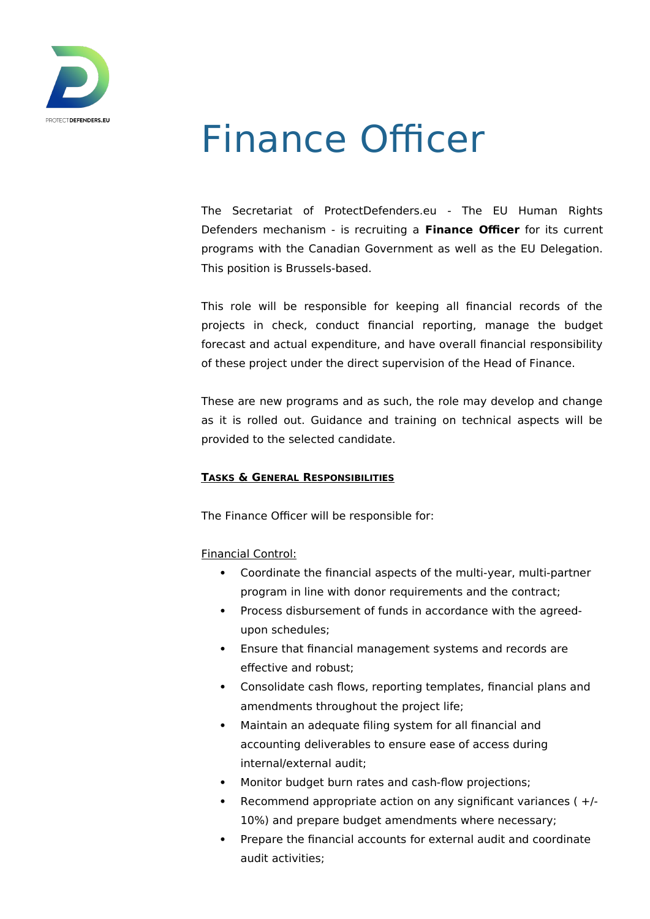# Finance Officer

The Secretariat of ProtectDefenders.eu - The EU Human Rights Defenders mechanism - is recruiting a **Finance Officer** for its current programs with the Canadian Government as well as the EU Delegation. This position is Brussels-based.

This role will be responsible for keeping all financial records of the projects in check, conduct financial reporting, manage the budget forecast and actual expenditure, and have overall financial responsibility of these project under the direct supervision of the Head of Finance.

These are new programs and as such, the role may develop and change as it is rolled out. Guidance and training on technical aspects will be provided to the selected candidate.

## TASKS & GENERAL RESPONSIBILITIES

The Finance Officer will be responsible for:

Financial Control:

- Coordinate the financial aspects of the multi-year, multi-partner program in line with donor requirements and the contract;
- Process disbursement of funds in accordance with the agreed-upon schedules;
- Ensure that financial management systems and records are effective and robust;
- Consolidate cash flows, reporting templates, financial plans and amendments throughout the project life;
- Maintain an adequate filing system for all financial and accounting deliverables to ensure ease of access during internal/external audit;
- Monitor budget burn rates and cash-flow projections;
- Recommend appropriate action on any significant variances ( +/- 10%) and prepare budget amendments where necessary;
- Prepare the financial accounts for external audit and coordinate audit activities;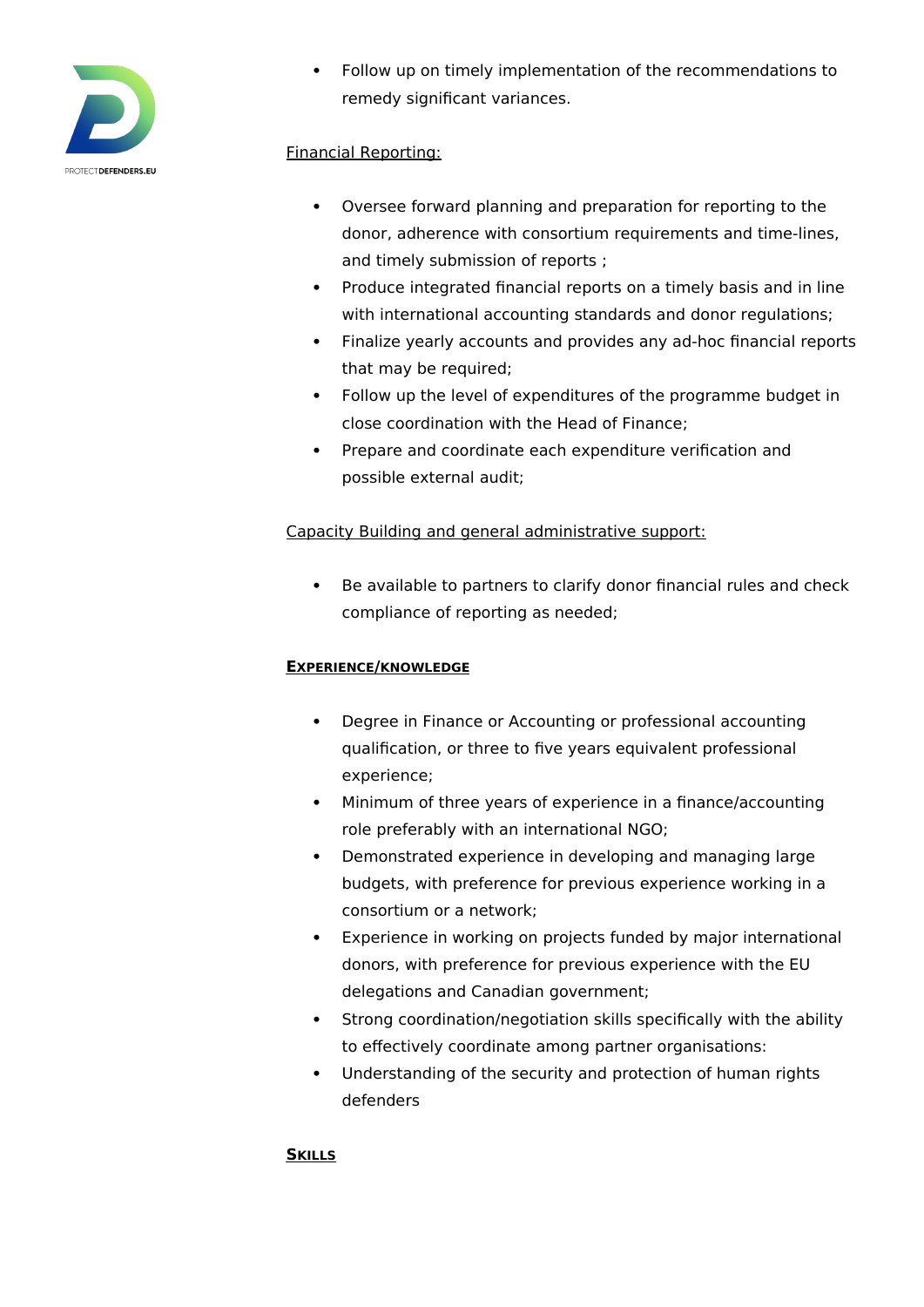- Follow up on timely implementation of the recommendations to remedy significant variances.

Financial Reporting:

- Oversee forward planning and preparation for reporting to the donor, adherence with consortium requirements and time-lines, and timely submission of reports ;
- Produce integrated financial reports on a timely basis and in line with international accounting standards and donor regulations;
- Finalize yearly accounts and provides any ad-hoc financial reports that may be required;
- Follow up the level of expenditures of the programme budget in close coordination with the Head of Finance;
- Prepare and coordinate each expenditure verification and possible external audit;

Capacity Building and general administrative support:

- Be available to partners to clarify donor financial rules and check compliance of reporting as needed;

## EXPERIENCE/KNOWLEDGE

- Degree in Finance or Accounting or professional accounting qualification, or three to five years equivalent professional experience;
- Minimum of three years of experience in a finance/accounting role preferably with an international NGO;
- Demonstrated experience in developing and managing large budgets, with preference for previous experience working in a consortium or a network;
- Experience in working on projects funded by major international donors, with preference for previous experience with the EU delegations and Canadian government;
- Strong coordination/negotiation skills specifically with the ability to effectively coordinate among partner organisations:
- Understanding of the security and protection of human rights defenders

## SKILLS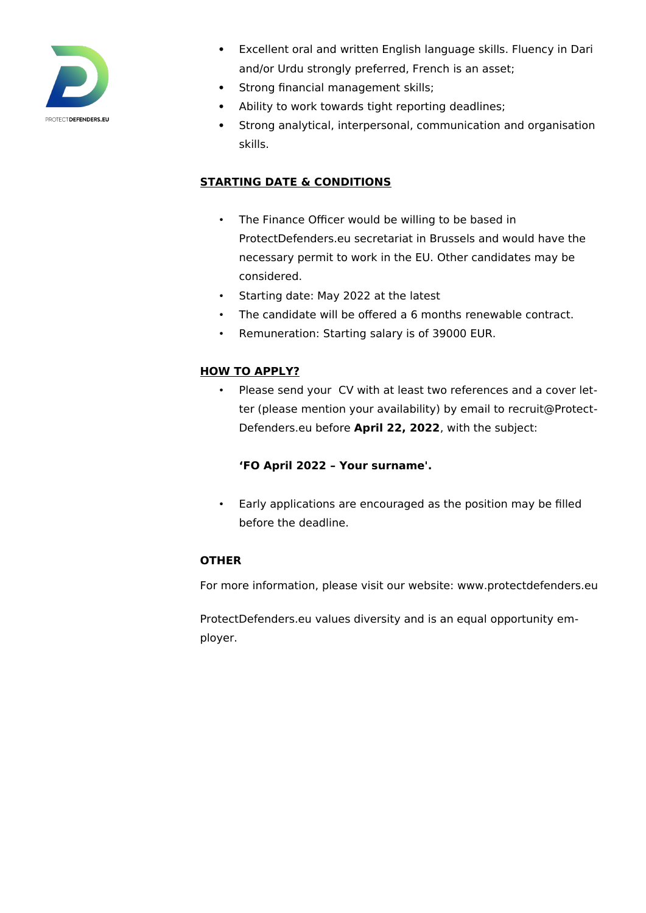- Excellent oral and written English language skills. Fluency in Dari and/or Urdu strongly preferred, French is an asset;
- Strong financial management skills;
- Ability to work towards tight reporting deadlines;
- Strong analytical, interpersonal, communication and organisation skills.

## STARTING DATE & CONDITIONS

- The Finance Officer would be willing to be based in ProtectDefenders.eu secretariat in Brussels and would have the necessary permit to work in the EU. Other candidates may be considered.
- Starting date: May 2022 at the latest
- The candidate will be offered a 6 months renewable contract.
- Remuneration: Starting salary is of 39000 EUR.

## HOW TO APPLY?

- Please send your CV with at least two references and a cover letter (please mention your availability) by email to recruit@Protect-Defenders.eu before **April 22, 2022**, with the subject:

  **'FO April 2022 – Your surname'.**

- Early applications are encouraged as the position may be filled before the deadline.

## OTHER

For more information, please visit our website: www.protectdefenders.eu

ProtectDefenders.eu values diversity and is an equal opportunity employer.